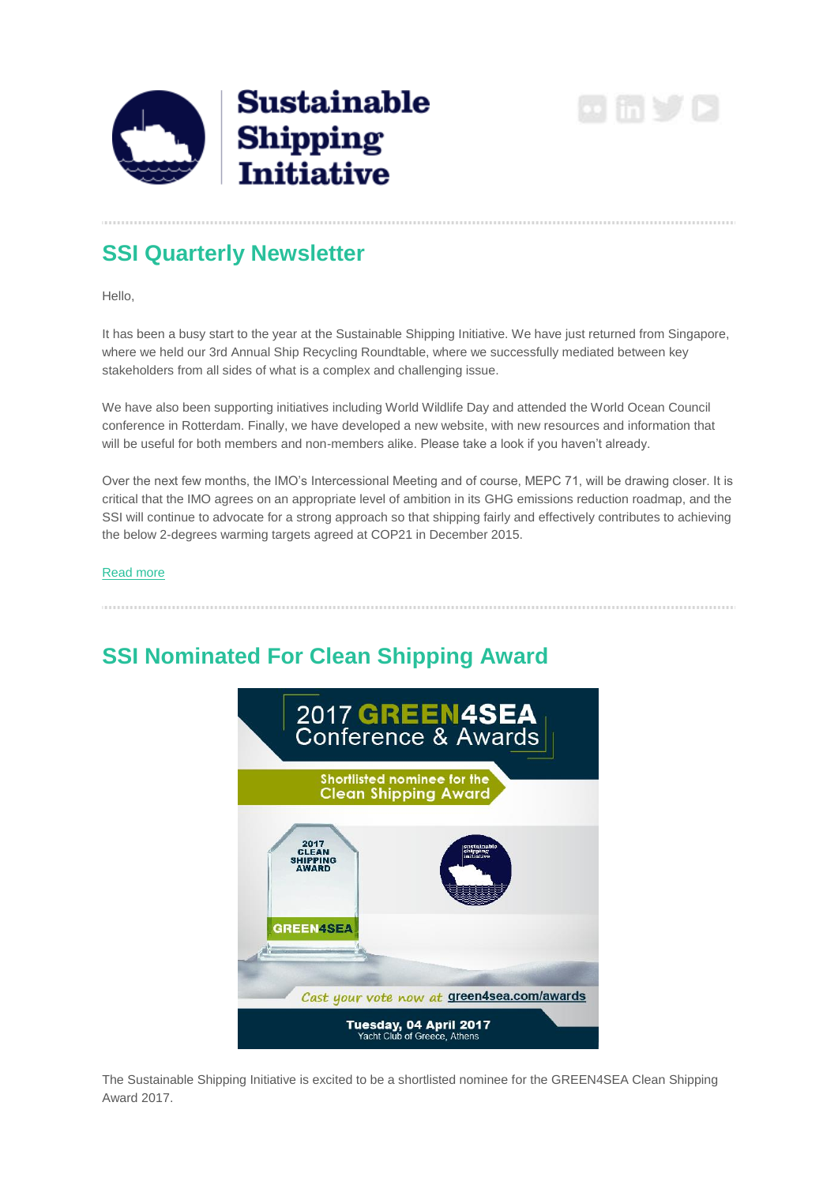Sustainable Shipping Initiative

## SSI Quarterly Newsletter

Hello,

It has been a busy start to the year at the Sustainable Shipping Initiative. We have just returned from Singapore, where we held our 3rd Annual Ship Recycling Roundtable, where we successfully mediated between key stakeholders from all sides of what is a complex and challenging issue.

We have also been supporting initiatives including World Wildlife Day and attended the World Ocean Council conference in Rotterdam. Finally, we have developed a new website, with new resources and information that will be useful for both members and non-members alike. Please take a look if you haven't already.

Over the next few months, the IMO's Intercessional Meeting and of course, MEPC 71, will be drawing closer. It is critical that the IMO agrees on an appropriate level of ambition in its GHG emissions reduction roadmap, and the SSI will continue to advocate for a strong approach so that shipping fairly and effectively contributes to achieving the below 2-degrees warming targets agreed at COP21 in December 2015.

Read more

## SSI Nominated For Clean Shipping Award

2017 GREEN4SEA Conference & Awards

Shortlisted nominee for the Clean Shipping Award

2017 CLEAN SHIPPING AWARD

GREEN4SEA

Cast your vote now at green4sea.com/awards

Tuesday, 04 April 2017
Yacht Club of Greece, Athens

The Sustainable Shipping Initiative is excited to be a shortlisted nominee for the GREEN4SEA Clean Shipping Award 2017.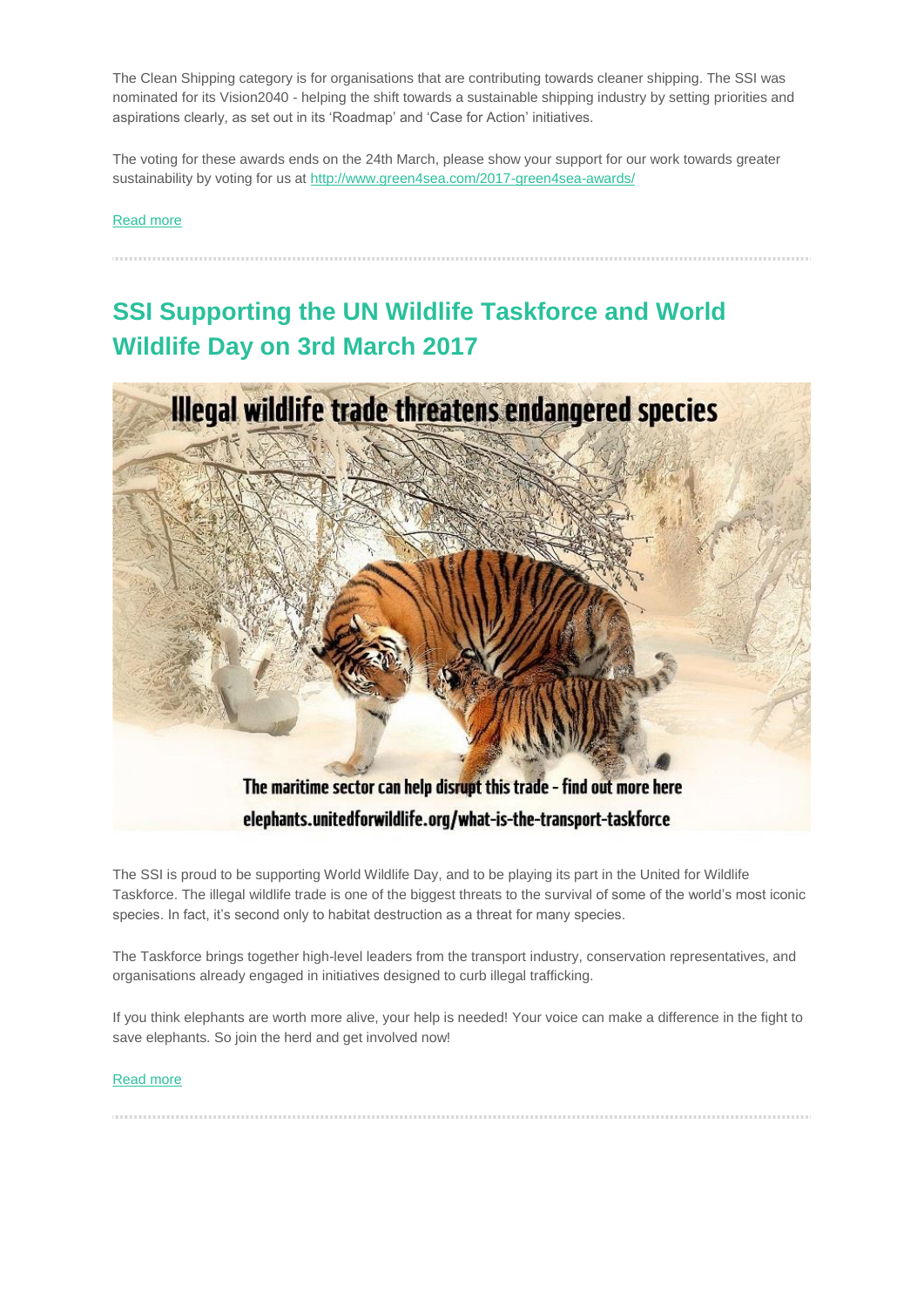The Clean Shipping category is for organisations that are contributing towards cleaner shipping. The SSI was nominated for its Vision2040 - helping the shift towards a sustainable shipping industry by setting priorities and aspirations clearly, as set out in its 'Roadmap' and 'Case for Action' initiatives.

The voting for these awards ends on the 24th March, please show your support for our work towards greater sustainability by voting for us at http://www.green4sea.com/2017-green4sea-awards/

Read more

## SSI Supporting the UN Wildlife Taskforce and World Wildlife Day on 3rd March 2017

Illegal wildlife trade threatens endangered species

The maritime sector can help disrupt this trade - find out more here
elephants.unitedforwildlife.org/what-is-the-transport-taskforce

The SSI is proud to be supporting World Wildlife Day, and to be playing its part in the United for Wildlife Taskforce. The illegal wildlife trade is one of the biggest threats to the survival of some of the world's most iconic species. In fact, it's second only to habitat destruction as a threat for many species.

The Taskforce brings together high-level leaders from the transport industry, conservation representatives, and organisations already engaged in initiatives designed to curb illegal trafficking.

If you think elephants are worth more alive, your help is needed! Your voice can make a difference in the fight to save elephants. So join the herd and get involved now!

Read more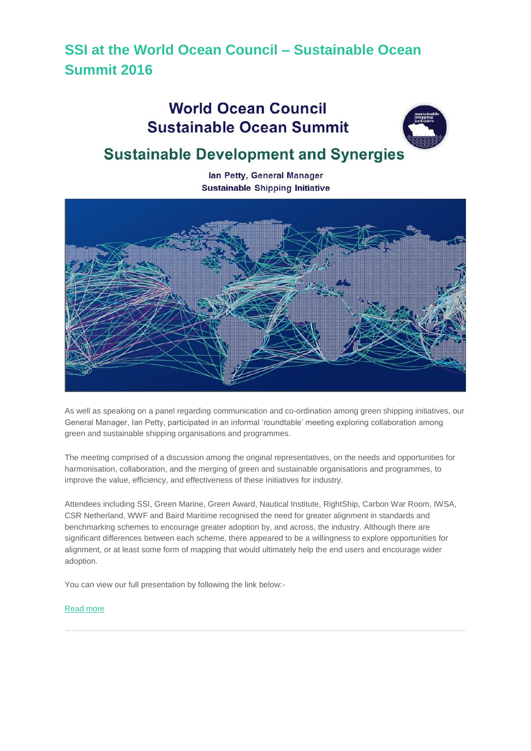## SSI at the World Ocean Council – Sustainable Ocean Summit 2016

World Ocean Council
Sustainable Ocean Summit

Sustainable Development and Synergies

Ian Petty, General Manager
Sustainable Shipping Initiative

As well as speaking on a panel regarding communication and co-ordination among green shipping initiatives, our General Manager, Ian Petty, participated in an informal 'roundtable' meeting exploring collaboration among green and sustainable shipping organisations and programmes.

The meeting comprised of a discussion among the original representatives, on the needs and opportunities for harmonisation, collaboration, and the merging of green and sustainable organisations and programmes, to improve the value, efficiency, and effectiveness of these initiatives for industry.

Attendees including SSI, Green Marine, Green Award, Nautical Institute, RightShip, Carbon War Room, IWSA, CSR Netherland, WWF and Baird Maritime recognised the need for greater alignment in standards and benchmarking schemes to encourage greater adoption by, and across, the industry. Although there are significant differences between each scheme, there appeared to be a willingness to explore opportunities for alignment, or at least some form of mapping that would ultimately help the end users and encourage wider adoption.

You can view our full presentation by following the link below:-

Read more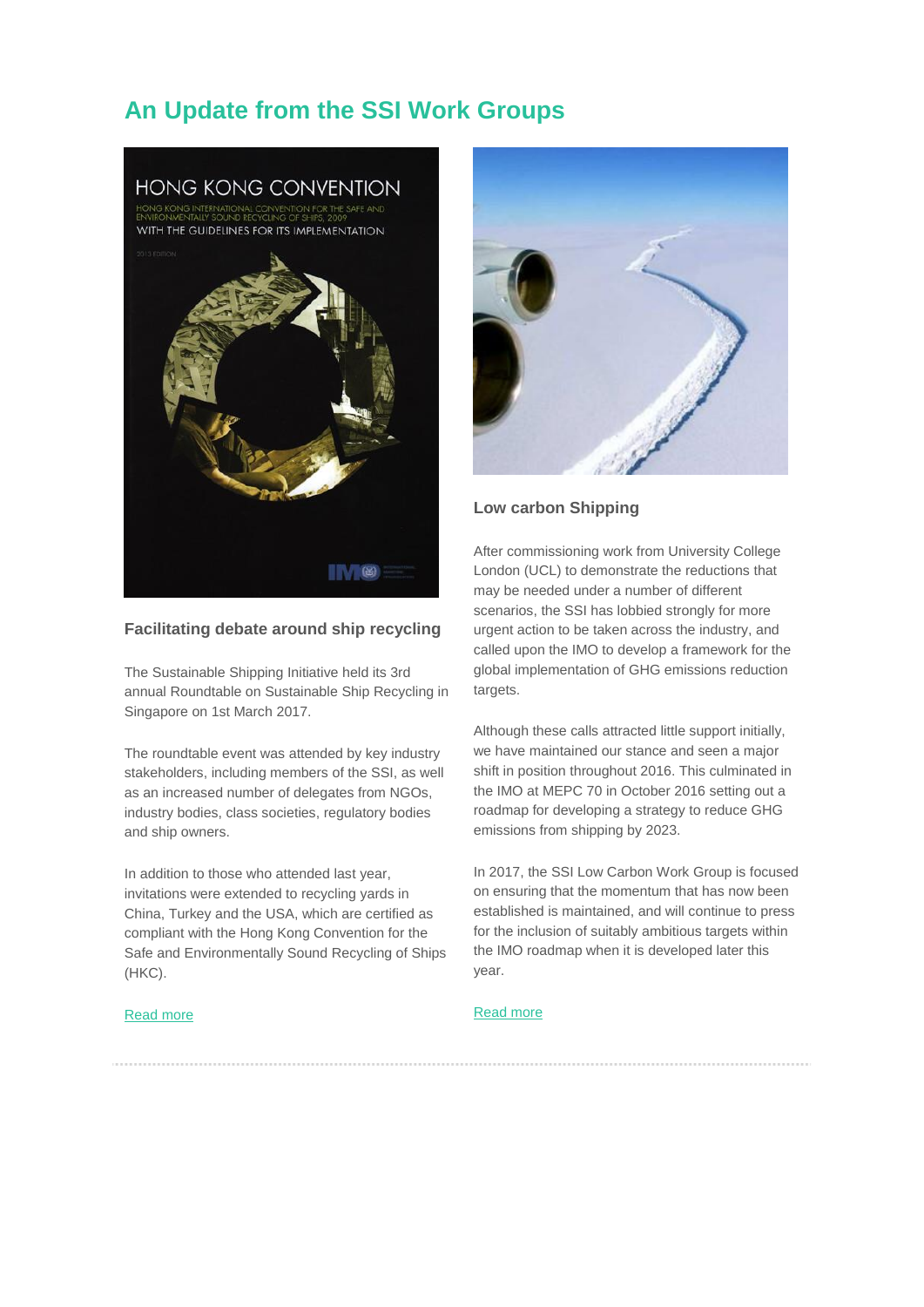## An Update from the SSI Work Groups

### Facilitating debate around ship recycling

The Sustainable Shipping Initiative held its 3rd annual Roundtable on Sustainable Ship Recycling in Singapore on 1st March 2017.

The roundtable event was attended by key industry stakeholders, including members of the SSI, as well as an increased number of delegates from NGOs, industry bodies, class societies, regulatory bodies and ship owners.

In addition to those who attended last year, invitations were extended to recycling yards in China, Turkey and the USA, which are certified as compliant with the Hong Kong Convention for the Safe and Environmentally Sound Recycling of Ships (HKC).

Read more

### Low carbon Shipping

After commissioning work from University College London (UCL) to demonstrate the reductions that may be needed under a number of different scenarios, the SSI has lobbied strongly for more urgent action to be taken across the industry, and called upon the IMO to develop a framework for the global implementation of GHG emissions reduction targets.

Although these calls attracted little support initially, we have maintained our stance and seen a major shift in position throughout 2016. This culminated in the IMO at MEPC 70 in October 2016 setting out a roadmap for developing a strategy to reduce GHG emissions from shipping by 2023.

In 2017, the SSI Low Carbon Work Group is focused on ensuring that the momentum that has now been established is maintained, and will continue to press for the inclusion of suitably ambitious targets within the IMO roadmap when it is developed later this year.

Read more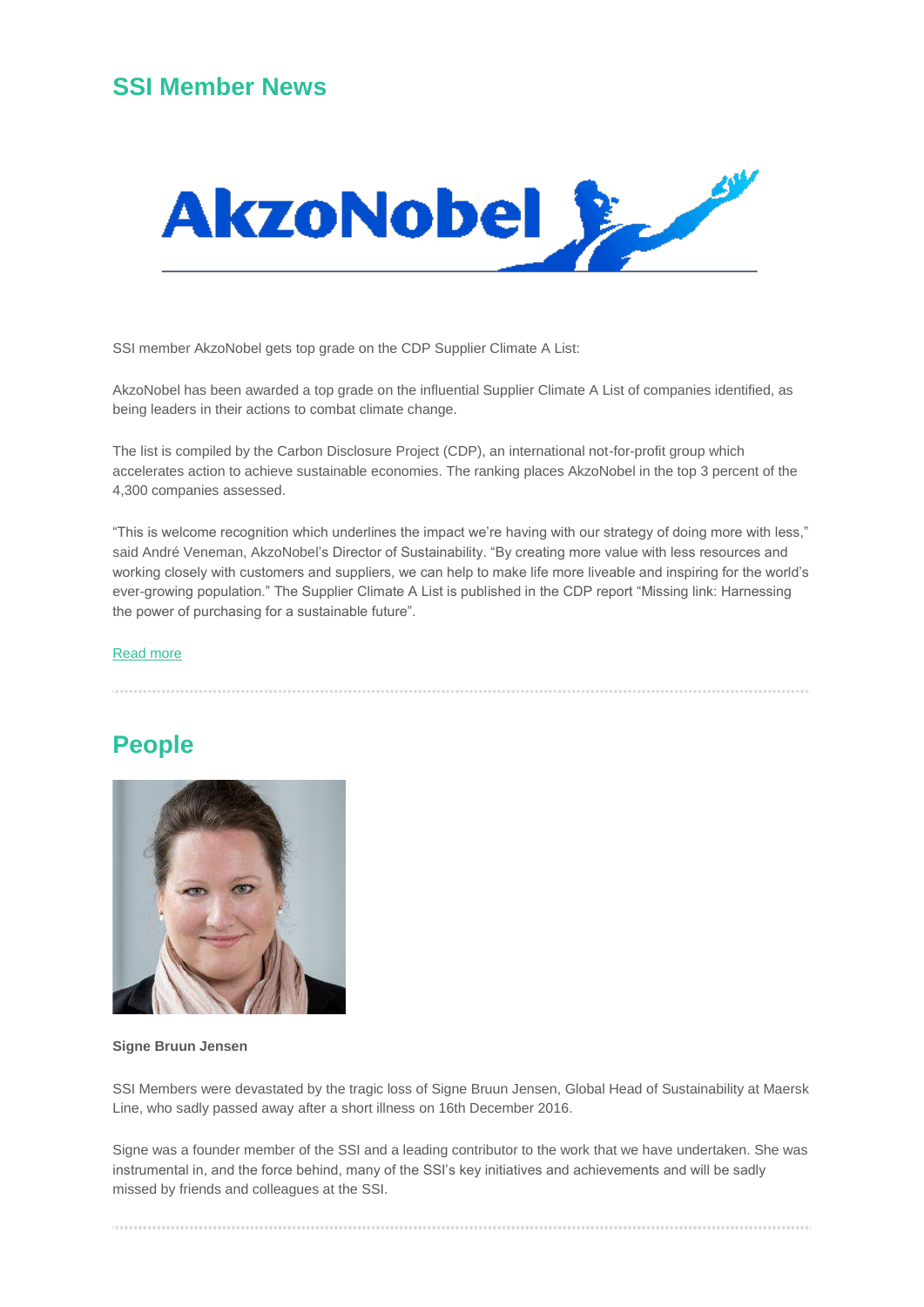## SSI Member News

SSI member AkzoNobel gets top grade on the CDP Supplier Climate A List:

AkzoNobel has been awarded a top grade on the influential Supplier Climate A List of companies identified, as being leaders in their actions to combat climate change.

The list is compiled by the Carbon Disclosure Project (CDP), an international not-for-profit group which accelerates action to achieve sustainable economies. The ranking places AkzoNobel in the top 3 percent of the 4,300 companies assessed.

"This is welcome recognition which underlines the impact we're having with our strategy of doing more with less," said André Veneman, AkzoNobel's Director of Sustainability. "By creating more value with less resources and working closely with customers and suppliers, we can help to make life more liveable and inspiring for the world's ever-growing population." The Supplier Climate A List is published in the CDP report "Missing link: Harnessing the power of purchasing for a sustainable future".

Read more

## People

**Signe Bruun Jensen**

SSI Members were devastated by the tragic loss of Signe Bruun Jensen, Global Head of Sustainability at Maersk Line, who sadly passed away after a short illness on 16th December 2016.

Signe was a founder member of the SSI and a leading contributor to the work that we have undertaken. She was instrumental in, and the force behind, many of the SSI's key initiatives and achievements and will be sadly missed by friends and colleagues at the SSI.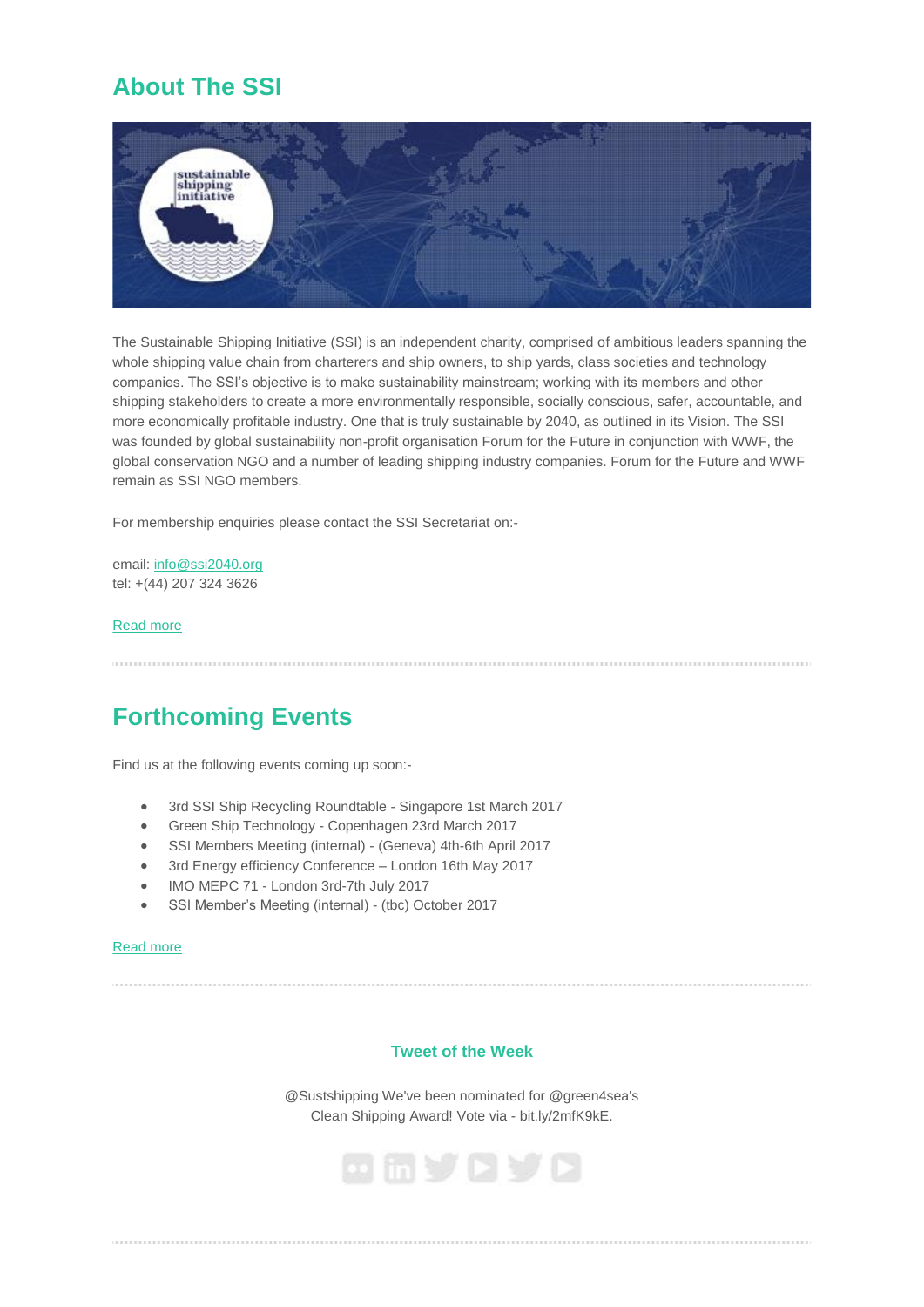## About The SSI

The Sustainable Shipping Initiative (SSI) is an independent charity, comprised of ambitious leaders spanning the whole shipping value chain from charterers and ship owners, to ship yards, class societies and technology companies. The SSI's objective is to make sustainability mainstream; working with its members and other shipping stakeholders to create a more environmentally responsible, socially conscious, safer, accountable, and more economically profitable industry. One that is truly sustainable by 2040, as outlined in its Vision. The SSI was founded by global sustainability non-profit organisation Forum for the Future in conjunction with WWF, the global conservation NGO and a number of leading shipping industry companies. Forum for the Future and WWF remain as SSI NGO members.

For membership enquiries please contact the SSI Secretariat on:-

email: info@ssi2040.org
tel: +(44) 207 324 3626

Read more

## Forthcoming Events

Find us at the following events coming up soon:-

- 3rd SSI Ship Recycling Roundtable - Singapore 1st March 2017
- Green Ship Technology - Copenhagen 23rd March 2017
- SSI Members Meeting (internal) - (Geneva) 4th-6th April 2017
- 3rd Energy efficiency Conference – London 16th May 2017
- IMO MEPC 71 - London 3rd-7th July 2017
- SSI Member's Meeting (internal) - (tbc) October 2017

Read more

### Tweet of the Week

@Sustshipping We've been nominated for @green4sea's Clean Shipping Award! Vote via - bit.ly/2mfK9kE.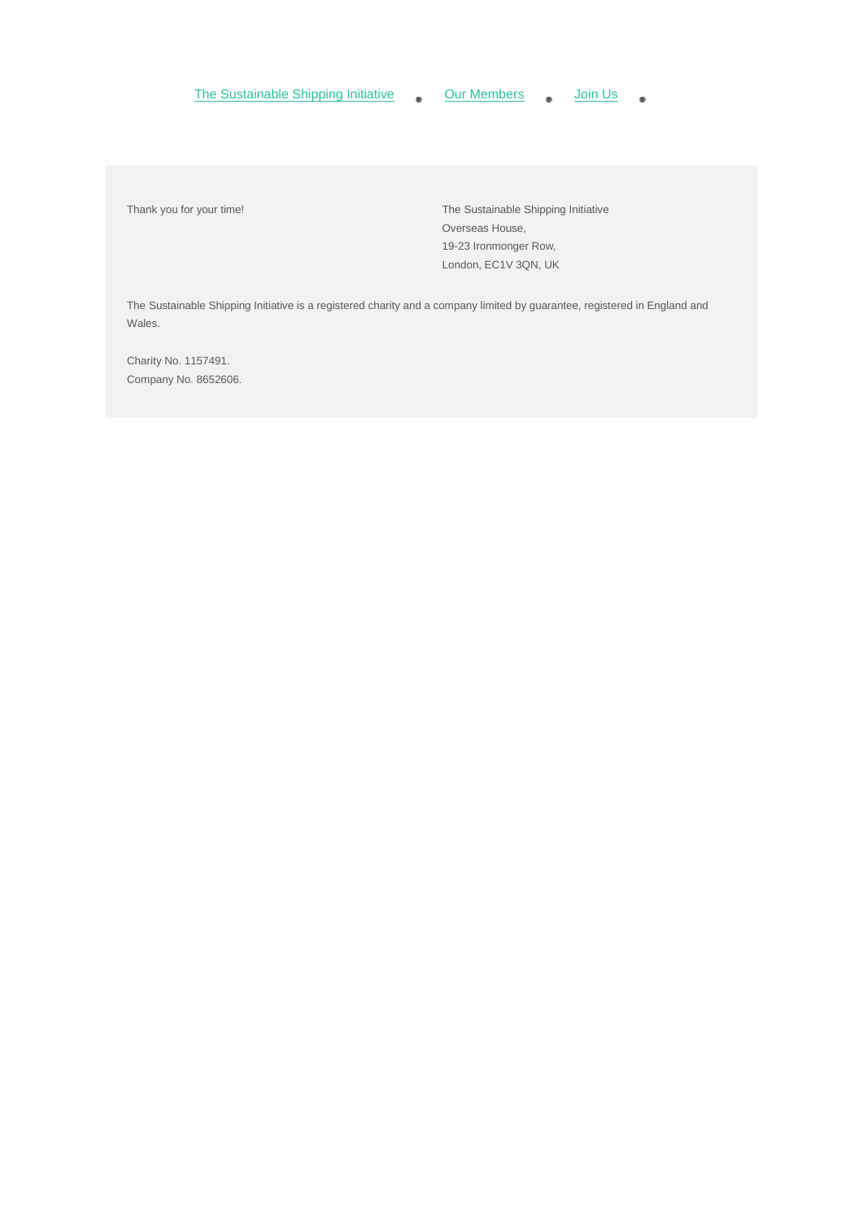The Sustainable Shipping Initiative • Our Members • Join Us •

Thank you for your time!

The Sustainable Shipping Initiative
Overseas House,
19-23 Ironmonger Row,
London, EC1V 3QN, UK

The Sustainable Shipping Initiative is a registered charity and a company limited by guarantee, registered in England and Wales.

Charity No. 1157491.
Company No. 8652606.